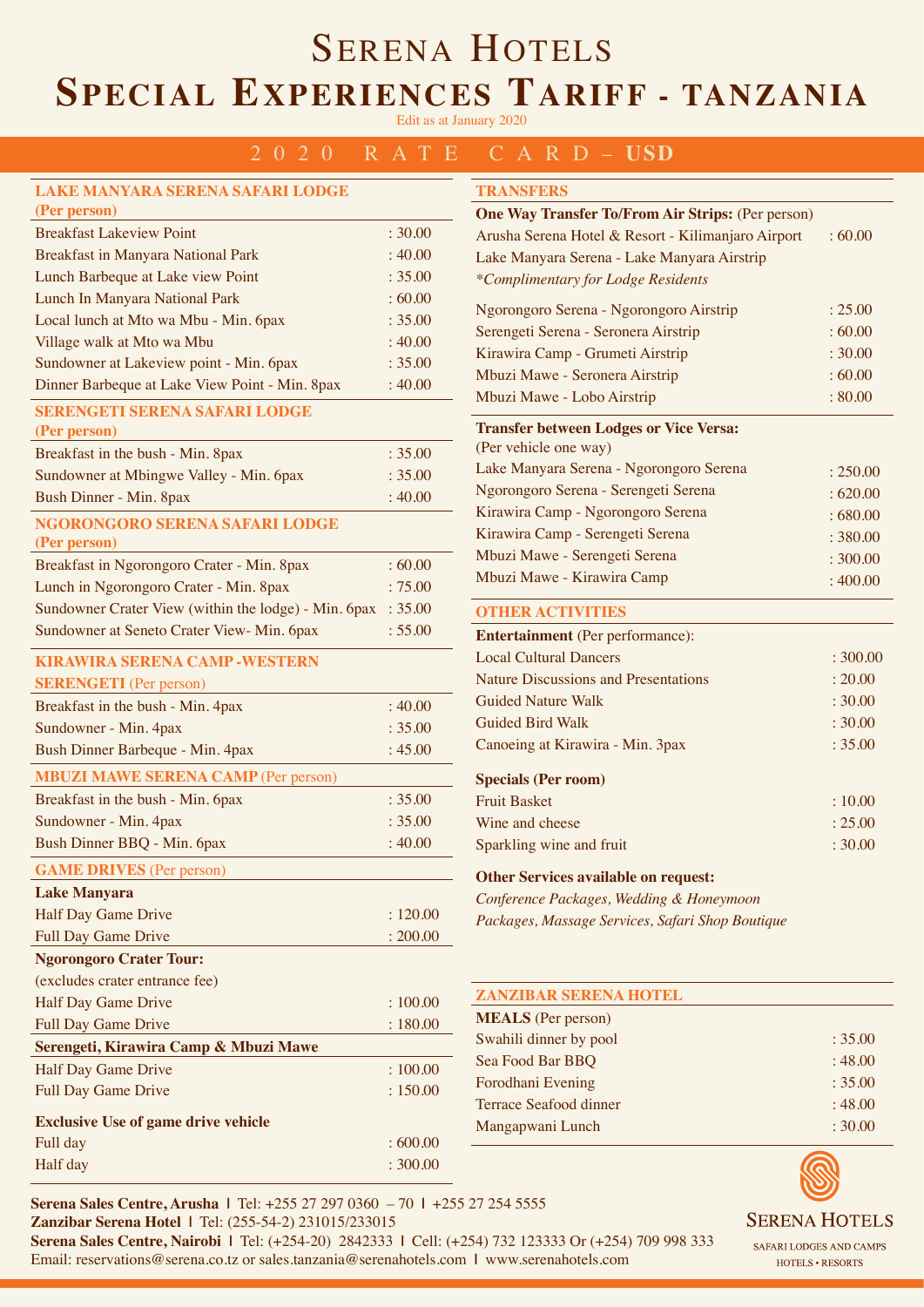# SERENA HOTELS

# SPECIAL EXPERIENCES TARIFF - TANZANIA

Edit as at January 2020

## 2020 RATE CARD – USD

### LAKE MANYARA SERENA SAFARI LODGE (Per person)

| Item | Rate |
|---|---|
| Breakfast Lakeview Point | : 30.00 |
| Breakfast in Manyara National Park | : 40.00 |
| Lunch Barbeque at Lake view Point | : 35.00 |
| Lunch In Manyara National Park | : 60.00 |
| Local lunch at Mto wa Mbu - Min. 6pax | : 35.00 |
| Village walk at Mto wa Mbu | : 40.00 |
| Sundowner at Lakeview point - Min. 6pax | : 35.00 |
| Dinner Barbeque at Lake View Point - Min. 8pax | : 40.00 |

### SERENGETI SERENA SAFARI LODGE (Per person)

| Item | Rate |
|---|---|
| Breakfast in the bush - Min. 8pax | : 35.00 |
| Sundowner at Mbingwe Valley - Min. 6pax | : 35.00 |
| Bush Dinner - Min. 8pax | : 40.00 |

### NGORONGORO SERENA SAFARI LODGE (Per person)

| Item | Rate |
|---|---|
| Breakfast in Ngorongoro Crater - Min. 8pax | : 60.00 |
| Lunch in Ngorongoro Crater - Min. 8pax | : 75.00 |
| Sundowner Crater View (within the lodge) - Min. 6pax | : 35.00 |
| Sundowner at Seneto Crater View- Min. 6pax | : 55.00 |

### KIRAWIRA SERENA CAMP -WESTERN SERENGETI (Per person)

| Item | Rate |
|---|---|
| Breakfast in the bush - Min. 4pax | : 40.00 |
| Sundowner - Min. 4pax | : 35.00 |
| Bush Dinner Barbeque - Min. 4pax | : 45.00 |

### MBUZI MAWE SERENA CAMP (Per person)

| Item | Rate |
|---|---|
| Breakfast in the bush - Min. 6pax | : 35.00 |
| Sundowner - Min. 4pax | : 35.00 |
| Bush Dinner BBQ - Min. 6pax | : 40.00 |

### GAME DRIVES (Per person)

| Item | Rate |
|---|---|
| **Lake Manyara** | |
| Half Day Game Drive | : 120.00 |
| Full Day Game Drive | : 200.00 |
| **Ngorongoro Crater Tour:** (excludes crater entrance fee) | |
| Half Day Game Drive | : 100.00 |
| Full Day Game Drive | : 180.00 |
| **Serengeti, Kirawira Camp & Mbuzi Mawe** | |
| Half Day Game Drive | : 100.00 |
| Full Day Game Drive | : 150.00 |
| **Exclusive Use of game drive vehicle** | |
| Full day | : 600.00 |
| Half day | : 300.00 |

### TRANSFERS

**One Way Transfer To/From Air Strips:** (Per person)

| Item | Rate |
|---|---|
| Arusha Serena Hotel & Resort - Kilimanjaro Airport | : 60.00 |
| Lake Manyara Serena - Lake Manyara Airstrip *\*Complimentary for Lodge Residents* | |
| Ngorongoro Serena - Ngorongoro Airstrip | : 25.00 |
| Serengeti Serena - Seronera Airstrip | : 60.00 |
| Kirawira Camp - Grumeti Airstrip | : 30.00 |
| Mbuzi Mawe - Seronera Airstrip | : 60.00 |
| Mbuzi Mawe - Lobo Airstrip | : 80.00 |

**Transfer between Lodges or Vice Versa:** (Per vehicle one way)

| Item | Rate |
|---|---|
| Lake Manyara Serena - Ngorongoro Serena | : 250.00 |
| Ngorongoro Serena - Serengeti Serena | : 620.00 |
| Kirawira Camp - Ngorongoro Serena | : 680.00 |
| Kirawira Camp - Serengeti Serena | : 380.00 |
| Mbuzi Mawe - Serengeti Serena | : 300.00 |
| Mbuzi Mawe - Kirawira Camp | : 400.00 |

### OTHER ACTIVITIES

**Entertainment** (Per performance):

| Item | Rate |
|---|---|
| Local Cultural Dancers | : 300.00 |
| Nature Discussions and Presentations | : 20.00 |
| Guided Nature Walk | : 30.00 |
| Guided Bird Walk | : 30.00 |
| Canoeing at Kirawira - Min. 3pax | : 35.00 |

**Specials (Per room)**

| Item | Rate |
|---|---|
| Fruit Basket | : 10.00 |
| Wine and cheese | : 25.00 |
| Sparkling wine and fruit | : 30.00 |

**Other Services available on request:**

*Conference Packages, Wedding & Honeymoon Packages, Massage Services, Safari Shop Boutique*

### ZANZIBAR SERENA HOTEL

**MEALS** (Per person)

| Item | Rate |
|---|---|
| Swahili dinner by pool | : 35.00 |
| Sea Food Bar BBQ | : 48.00 |
| Forodhani Evening | : 35.00 |
| Terrace Seafood dinner | : 48.00 |
| Mangapwani Lunch | : 30.00 |

**Serena Sales Centre, Arusha** | Tel: +255 27 297 0360 – 70 | +255 27 254 5555
**Zanzibar Serena Hotel** | Tel: (255-54-2) 231015/233015
**Serena Sales Centre, Nairobi** | Tel: (+254-20) 2842333 | Cell: (+254) 732 123333 Or (+254) 709 998 333
Email: reservations@serena.co.tz or sales.tanzania@serenahotels.com | www.serenahotels.com

SERENA HOTELS
SAFARI LODGES AND CAMPS
HOTELS • RESORTS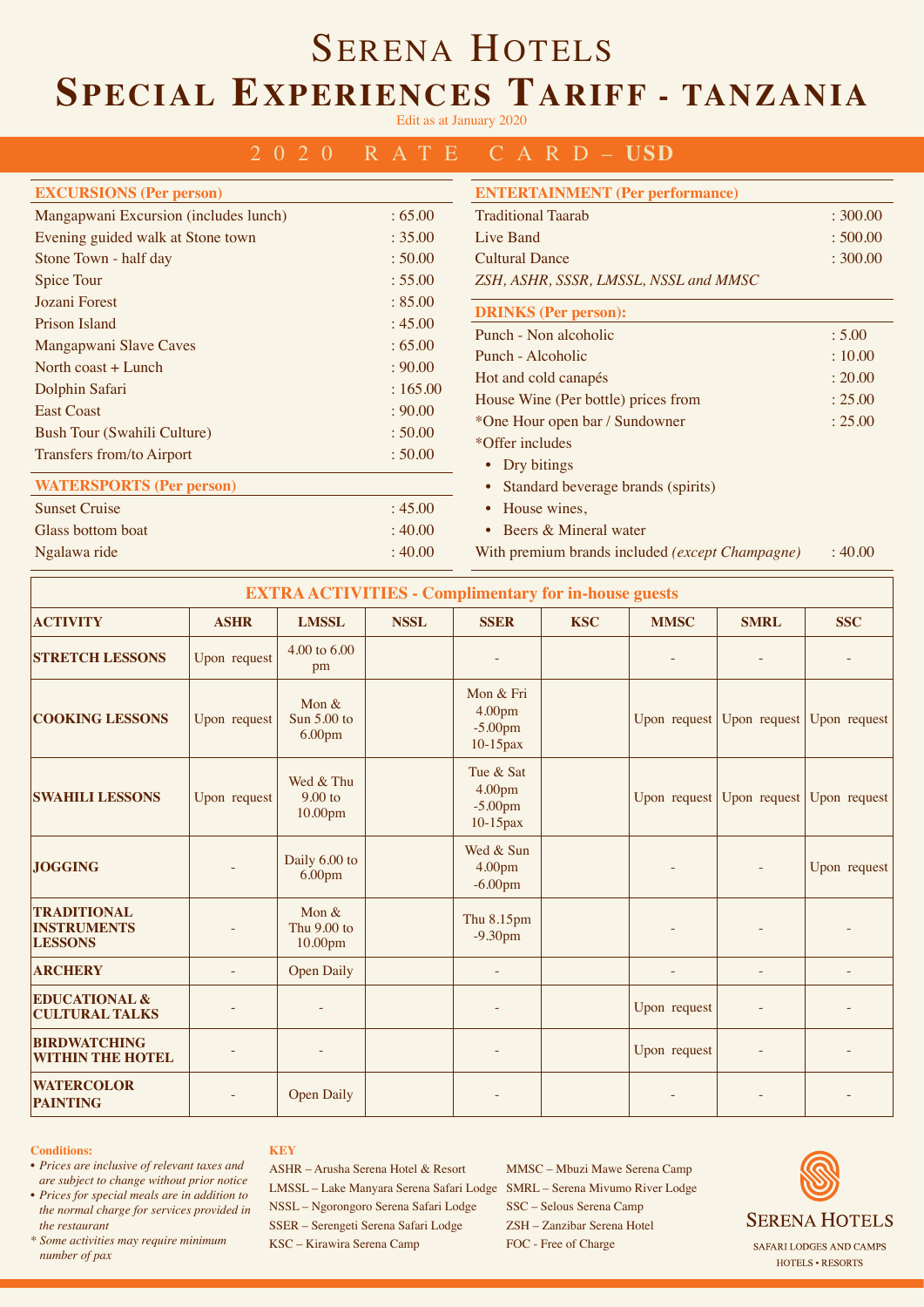# SERENA HOTELS
# SPECIAL EXPERIENCES TARIFF - TANZANIA

Edit as at January 2020

## 2020 RATE CARD – USD

### EXCURSIONS (Per person)

| | |
|---|---|
| Mangapwani Excursion (includes lunch) | : 65.00 |
| Evening guided walk at Stone town | : 35.00 |
| Stone Town - half day | : 50.00 |
| Spice Tour | : 55.00 |
| Jozani Forest | : 85.00 |
| Prison Island | : 45.00 |
| Mangapwani Slave Caves | : 65.00 |
| North coast + Lunch | : 90.00 |
| Dolphin Safari | : 165.00 |
| East Coast | : 90.00 |
| Bush Tour (Swahili Culture) | : 50.00 |
| Transfers from/to Airport | : 50.00 |

### WATERSPORTS (Per person)

| | |
|---|---|
| Sunset Cruise | : 45.00 |
| Glass bottom boat | : 40.00 |
| Ngalawa ride | : 40.00 |

### ENTERTAINMENT (Per performance)

| | |
|---|---|
| Traditional Taarab | : 300.00 |
| Live Band | : 500.00 |
| Cultural Dance | : 300.00 |

*ZSH, ASHR, SSSR, LMSSL, NSSL and MMSC*

### DRINKS (Per person):

| | |
|---|---|
| Punch - Non alcoholic | : 5.00 |
| Punch - Alcoholic | : 10.00 |
| Hot and cold canapés | : 20.00 |
| House Wine (Per bottle) prices from | : 25.00 |
| *One Hour open bar / Sundowner | : 25.00 |

*Offer includes
- Dry bitings
- Standard beverage brands (spirits)
- House wines,
- Beers & Mineral water

With premium brands included *(except Champagne)* : 40.00

### EXTRA ACTIVITIES - Complimentary for in-house guests

| ACTIVITY | ASHR | LMSSL | NSSL | SSER | KSC | MMSC | SMRL | SSC |
|---|---|---|---|---|---|---|---|---|
| **STRETCH LESSONS** | Upon request | 4.00 to 6.00 pm | | - | | - | - | - |
| **COOKING LESSONS** | Upon request | Mon & Sun 5.00 to 6.00pm | | Mon & Fri 4.00pm -5.00pm 10-15pax | | Upon request | Upon request | Upon request |
| **SWAHILI LESSONS** | Upon request | Wed & Thu 9.00 to 10.00pm | | Tue & Sat 4.00pm -5.00pm 10-15pax | | Upon request | Upon request | Upon request |
| **JOGGING** | - | Daily 6.00 to 6.00pm | | Wed & Sun 4.00pm -6.00pm | | - | - | Upon request |
| **TRADITIONAL INSTRUMENTS LESSONS** | - | Mon & Thu 9.00 to 10.00pm | | Thu 8.15pm -9.30pm | | - | - | - |
| **ARCHERY** | - | Open Daily | | - | | - | - | - |
| **EDUCATIONAL & CULTURAL TALKS** | - | - | | - | | Upon request | - | - |
| **BIRDWATCHING WITHIN THE HOTEL** | - | - | | - | | Upon request | - | - |
| **WATERCOLOR PAINTING** | - | Open Daily | | - | | - | - | - |

**Conditions:**
- *Prices are inclusive of relevant taxes and are subject to change without prior notice*
- *Prices for special meals are in addition to the normal charge for services provided in the restaurant*

\* *Some activities may require minimum number of pax*

**KEY**

ASHR – Arusha Serena Hotel & Resort
LMSSL – Lake Manyara Serena Safari Lodge
NSSL – Ngorongoro Serena Safari Lodge
SSER – Serengeti Serena Safari Lodge
KSC – Kirawira Serena Camp
MMSC – Mbuzi Mawe Serena Camp
SMRL – Serena Mivumo River Lodge
SSC – Selous Serena Camp
ZSH – Zanzibar Serena Hotel
FOC - Free of Charge

SERENA HOTELS
SAFARI LODGES AND CAMPS
HOTELS • RESORTS